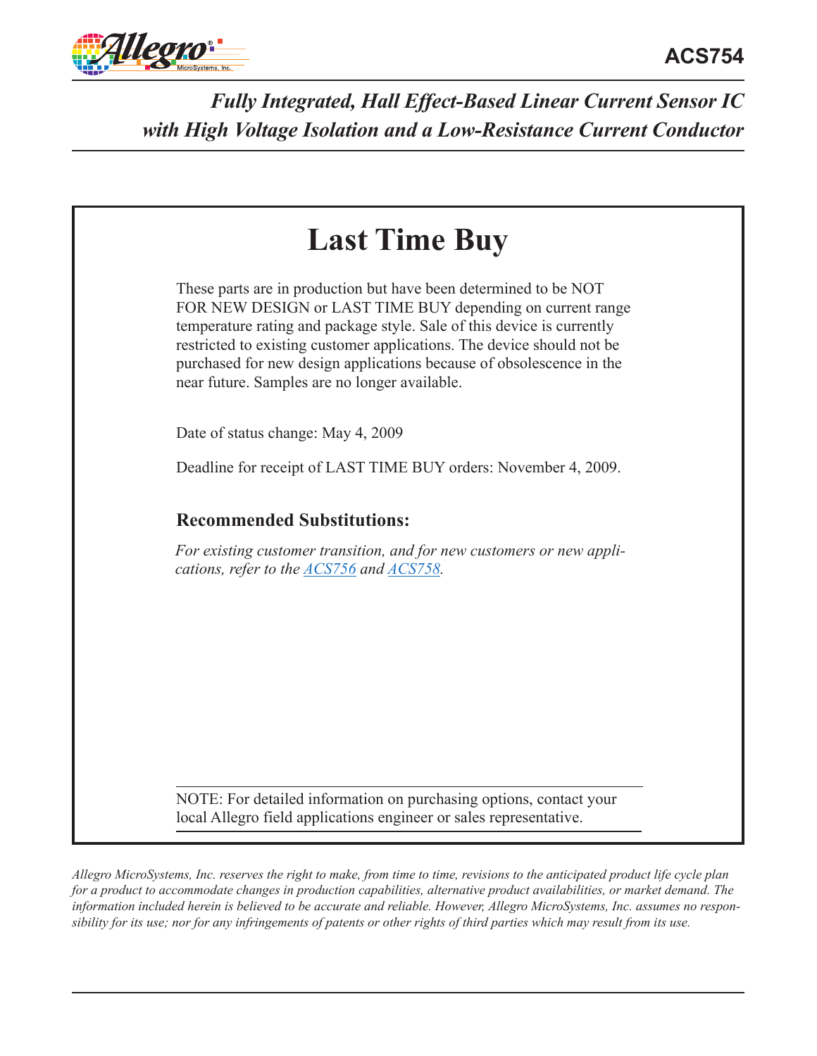# ACS754

## *Fully Integrated, Hall Effect-Based Linear Current Sensor IC with High Voltage Isolation and a Low-Resistance Current Conductor*

## Last Time Buy

These parts are in production but have been determined to be NOT FOR NEW DESIGN or LAST TIME BUY depending on current range temperature rating and package style. Sale of this device is currently restricted to existing customer applications. The device should not be purchased for new design applications because of obsolescence in the near future. Samples are no longer available.

Date of status change: May 4, 2009

Deadline for receipt of LAST TIME BUY orders: November 4, 2009.

### Recommended Substitutions:

*For existing customer transition, and for new customers or new applications, refer to the ACS756 and ACS758.*

NOTE: For detailed information on purchasing options, contact your local Allegro field applications engineer or sales representative.

*Allegro MicroSystems, Inc. reserves the right to make, from time to time, revisions to the anticipated product life cycle plan for a product to accommodate changes in production capabilities, alternative product availabilities, or market demand. The information included herein is believed to be accurate and reliable. However, Allegro MicroSystems, Inc. assumes no responsibility for its use; nor for any infringements of patents or other rights of third parties which may result from its use.*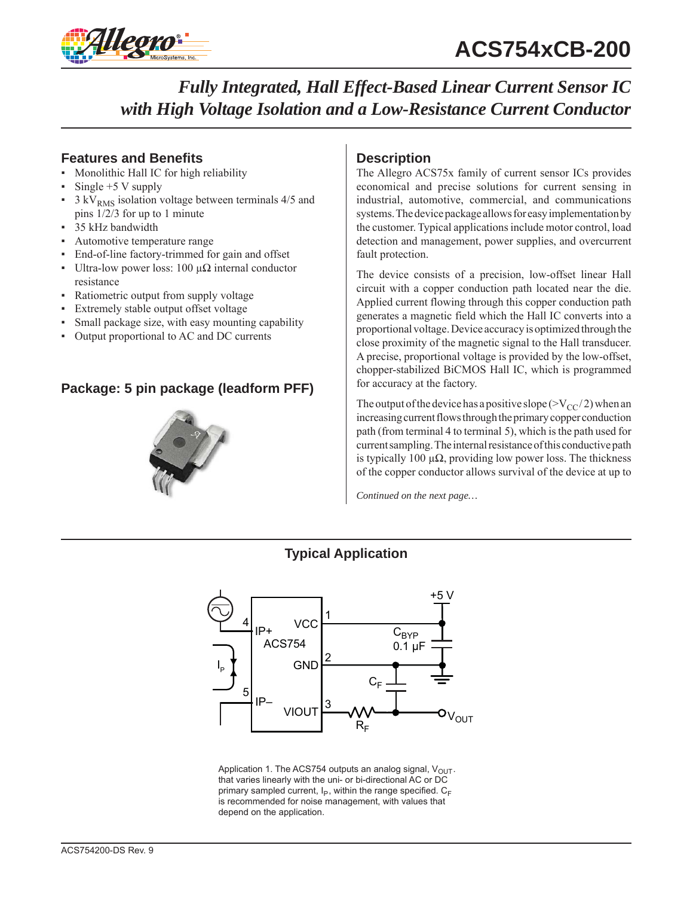# ACS754xCB-200

## *Fully Integrated, Hall Effect-Based Linear Current Sensor IC with High Voltage Isolation and a Low-Resistance Current Conductor*

### Features and Benefits

- Monolithic Hall IC for high reliability
- Single +5 V supply
- 3 $kV_{RMS}$ isolation voltage between terminals 4/5 and pins 1/2/3 for up to 1 minute
- 35 kHz bandwidth
- Automotive temperature range
- End-of-line factory-trimmed for gain and offset
- Ultra-low power loss: 100 μΩ internal conductor resistance
- Ratiometric output from supply voltage
- Extremely stable output offset voltage
- Small package size, with easy mounting capability
- Output proportional to AC and DC currents

### Package: 5 pin package (leadform PFF)

### Description

The Allegro ACS75x family of current sensor ICs provides economical and precise solutions for current sensing in industrial, automotive, commercial, and communications systems. The device package allows for easy implementation by the customer. Typical applications include motor control, load detection and management, power supplies, and overcurrent fault protection.

The device consists of a precision, low-offset linear Hall circuit with a copper conduction path located near the die. Applied current flowing through this copper conduction path generates a magnetic field which the Hall IC converts into a proportional voltage. Device accuracy is optimized through the close proximity of the magnetic signal to the Hall transducer. A precise, proportional voltage is provided by the low-offset, chopper-stabilized BiCMOS Hall IC, which is programmed for accuracy at the factory.

The output of the device has a positive slope ($>V_{CC}/2$) when an increasing current flows through the primary copper conduction path (from terminal 4 to terminal 5), which is the path used for current sampling. The internal resistance of this conductive path is typically 100 μΩ, providing low power loss. The thickness of the copper conductor allows survival of the device at up to

*Continued on the next page…*

### Typical Application

Application 1. The ACS754 outputs an analog signal, $V_{OUT}$. that varies linearly with the uni- or bi-directional AC or DC primary sampled current, $I_P$, within the range specified. $C_F$ is recommended for noise management, with values that depend on the application.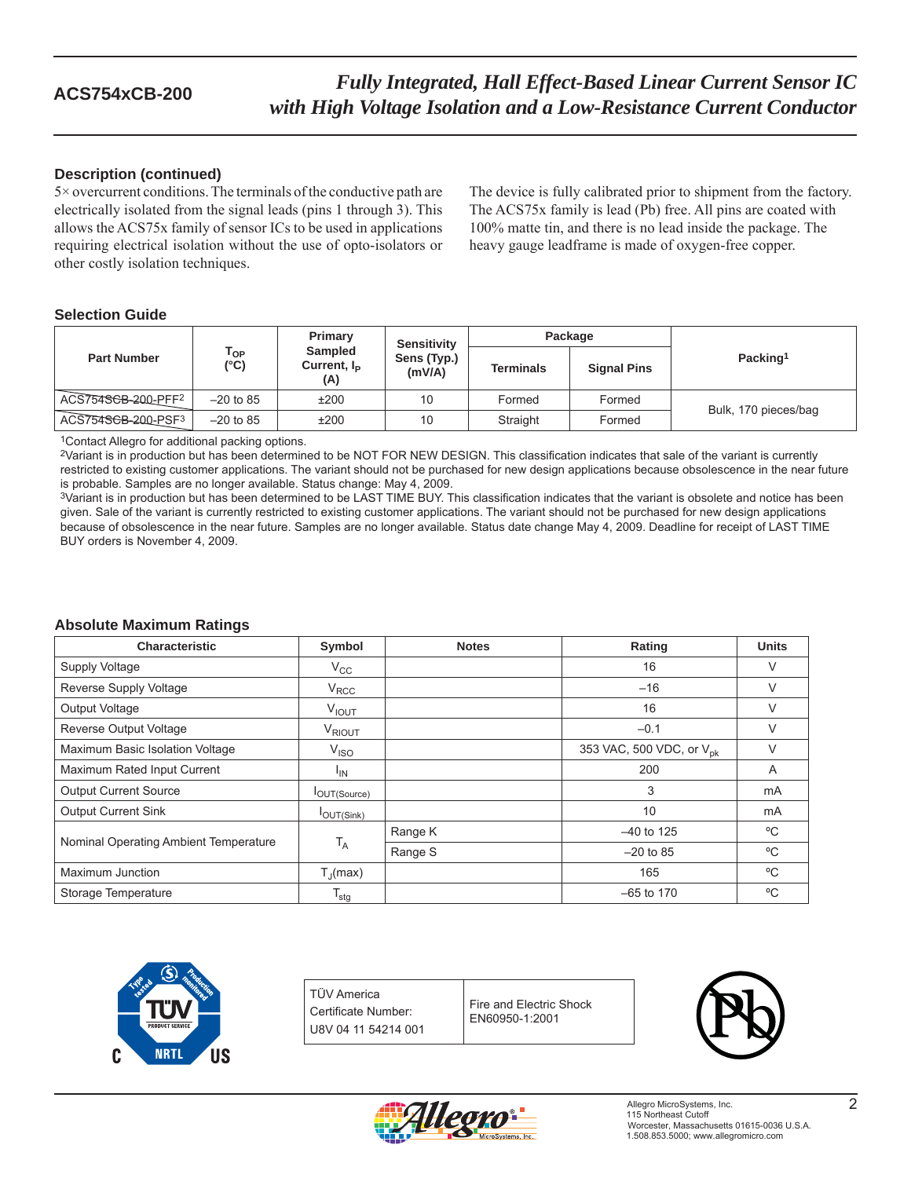## Description (continued)

5× overcurrent conditions. The terminals of the conductive path are electrically isolated from the signal leads (pins 1 through 3). This allows the ACS75x family of sensor ICs to be used in applications requiring electrical isolation without the use of opto-isolators or other costly isolation techniques.

The device is fully calibrated prior to shipment from the factory. The ACS75x family is lead (Pb) free. All pins are coated with 100% matte tin, and there is no lead inside the package. The heavy gauge leadframe is made of oxygen-free copper.

## Selection Guide

| Part Number | $T_{OP}$ (°C) | Primary Sampled Current, $I_P$ (A) | Sensitivity Sens (Typ.) (mV/A) | Package | | Packing[1] |
|---|---|---|---|---|---|---|
| | | | | Terminals | Signal Pins | |
| ~~ACS754SCB-200-PFF~~[2] | –20 to 85 | ±200 | 10 | Formed | Formed | Bulk, 170 pieces/bag |
| ~~ACS754SCB-200-PSF~~[3] | –20 to 85 | ±200 | 10 | Straight | Formed | Bulk, 170 pieces/bag |

[1]Contact Allegro for additional packing options.

[2]Variant is in production but has been determined to be NOT FOR NEW DESIGN. This classification indicates that sale of the variant is currently restricted to existing customer applications. The variant should not be purchased for new design applications because obsolescence in the near future is probable. Samples are no longer available. Status change: May 4, 2009.

[3]Variant is in production but has been determined to be LAST TIME BUY. This classification indicates that the variant is obsolete and notice has been given. Sale of the variant is currently restricted to existing customer applications. The variant should not be purchased for new design applications because of obsolescence in the near future. Samples are no longer available. Status date change May 4, 2009. Deadline for receipt of LAST TIME BUY orders is November 4, 2009.

## Absolute Maximum Ratings

| Characteristic | Symbol | Notes | Rating | Units |
|---|---|---|---|---|
| Supply Voltage | $V_{CC}$ | | 16 | V |
| Reverse Supply Voltage | $V_{RCC}$ | | –16 | V |
| Output Voltage | $V_{IOUT}$ | | 16 | V |
| Reverse Output Voltage | $V_{RIOUT}$ | | –0.1 | V |
| Maximum Basic Isolation Voltage | $V_{ISO}$ | | 353 VAC, 500 VDC, or $V_{pk}$ | V |
| Maximum Rated Input Current | $I_{IN}$ | | 200 | A |
| Output Current Source | $I_{OUT(Source)}$ | | 3 | mA |
| Output Current Sink | $I_{OUT(Sink)}$ | | 10 | mA |
| Nominal Operating Ambient Temperature | $T_A$ | Range K | –40 to 125 | ºC |
| | | Range S | –20 to 85 | ºC |
| Maximum Junction | $T_J$(max) | | 165 | ºC |
| Storage Temperature | $T_{stg}$ | | –65 to 170 | ºC |

| TÜV America Certificate Number: U8V 04 11 54214 001 | Fire and Electric Shock EN60950-1:2001 |
|---|---|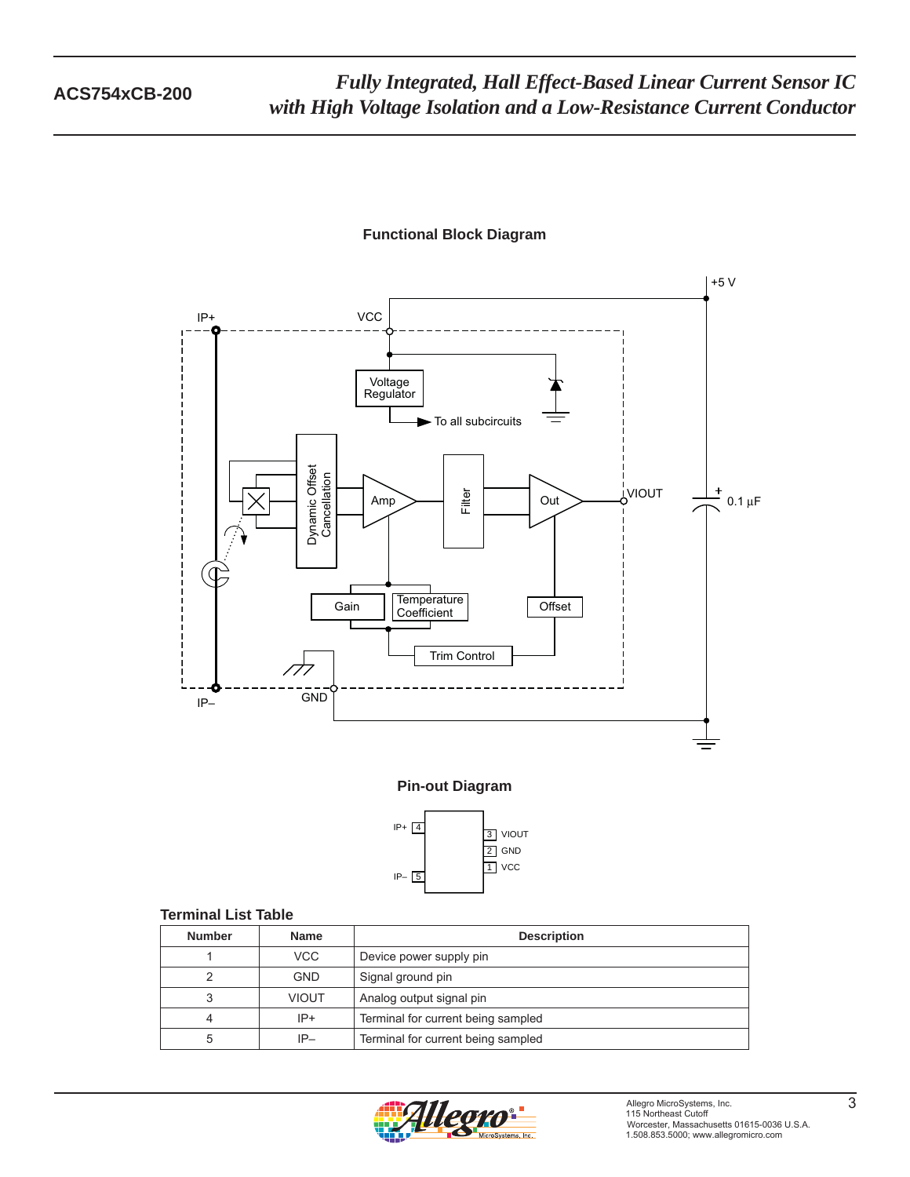## Functional Block Diagram

## Pin-out Diagram

**Terminal List Table**

| Number | Name | Description |
|---|---|---|
| 1 | VCC | Device power supply pin |
| 2 | GND | Signal ground pin |
| 3 | VIOUT | Analog output signal pin |
| 4 | IP+ | Terminal for current being sampled |
| 5 | IP– | Terminal for current being sampled |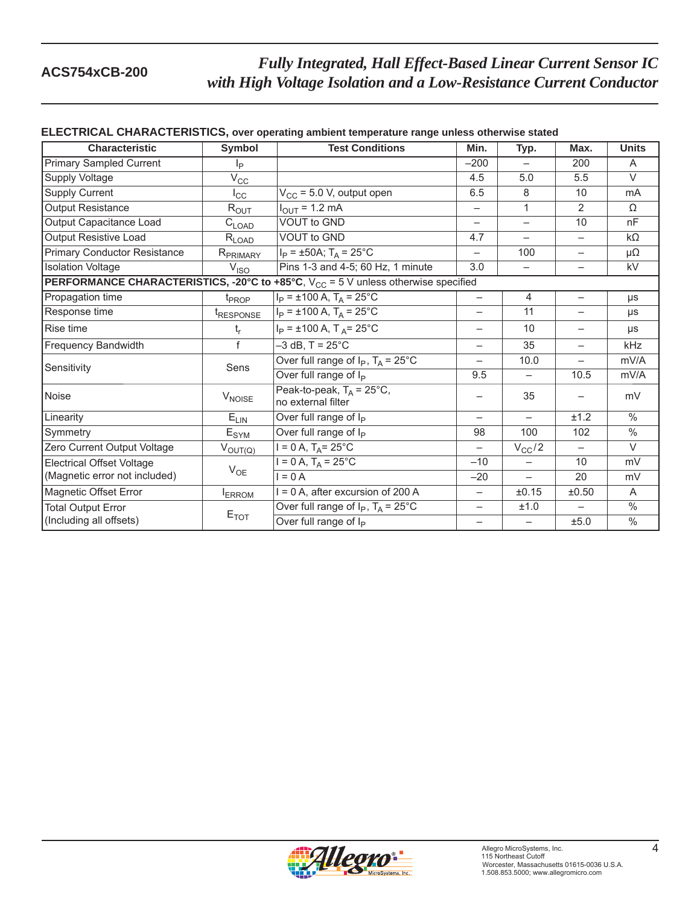**ELECTRICAL CHARACTERISTICS, over operating ambient temperature range unless otherwise stated**

| Characteristic | Symbol | Test Conditions | Min. | Typ. | Max. | Units |
|---|---|---|---|---|---|---|
| Primary Sampled Current | $I_P$ | | –200 | – | 200 | A |
| Supply Voltage | $V_{CC}$ | | 4.5 | 5.0 | 5.5 | V |
| Supply Current | $I_{CC}$ | $V_{CC}$ = 5.0 V, output open | 6.5 | 8 | 10 | mA |
| Output Resistance | $R_{OUT}$ | $I_{OUT}$ = 1.2 mA | – | 1 | 2 | Ω |
| Output Capacitance Load | $C_{LOAD}$ | VOUT to GND | – | – | 10 | nF |
| Output Resistive Load | $R_{LOAD}$ | VOUT to GND | 4.7 | – | – | kΩ |
| Primary Conductor Resistance | $R_{PRIMARY}$ | $I_P$ = ±50A; $T_A$ = 25°C | – | 100 | – | μΩ |
| Isolation Voltage | $V_{ISO}$ | Pins 1-3 and 4-5; 60 Hz, 1 minute | 3.0 | – | – | kV |
| **PERFORMANCE CHARACTERISTICS, -20°C to +85°C**, $V_{CC}$ = 5 V unless otherwise specified | | | | | | |
| Propagation time | $t_{PROP}$ | $I_P$ = ±100 A, $T_A$ = 25°C | – | 4 | – | μs |
| Response time | $t_{RESPONSE}$ | $I_P$ = ±100 A, $T_A$ = 25°C | – | 11 | – | μs |
| Rise time | $t_r$ | $I_P$ = ±100 A, $T_A$ = 25°C | – | 10 | – | μs |
| Frequency Bandwidth | f | –3 dB, T = 25°C | – | 35 | – | kHz |
| Sensitivity | Sens | Over full range of $I_P$, $T_A$ = 25°C | – | 10.0 | – | mV/A |
| | | Over full range of $I_P$ | 9.5 | – | 10.5 | mV/A |
| Noise | $V_{NOISE}$ | Peak-to-peak, $T_A$ = 25°C, no external filter | – | 35 | – | mV |
| Linearity | $E_{LIN}$ | Over full range of $I_P$ | – | – | ±1.2 | % |
| Symmetry | $E_{SYM}$ | Over full range of $I_P$ | 98 | 100 | 102 | % |
| Zero Current Output Voltage | $V_{OUT(Q)}$ | I = 0 A, $T_A$ = 25°C | – | $V_{CC}/2$ | – | V |
| Electrical Offset Voltage (Magnetic error not included) | $V_{OE}$ | I = 0 A, $T_A$ = 25°C | –10 | – | 10 | mV |
| | | I = 0 A | –20 | – | 20 | mV |
| Magnetic Offset Error | $I_{ERROM}$ | I = 0 A, after excursion of 200 A | – | ±0.15 | ±0.50 | A |
| Total Output Error (Including all offsets) | $E_{TOT}$ | Over full range of $I_P$, $T_A$ = 25°C | – | ±1.0 | – | % |
| | | Over full range of $I_P$ | – | – | ±5.0 | % |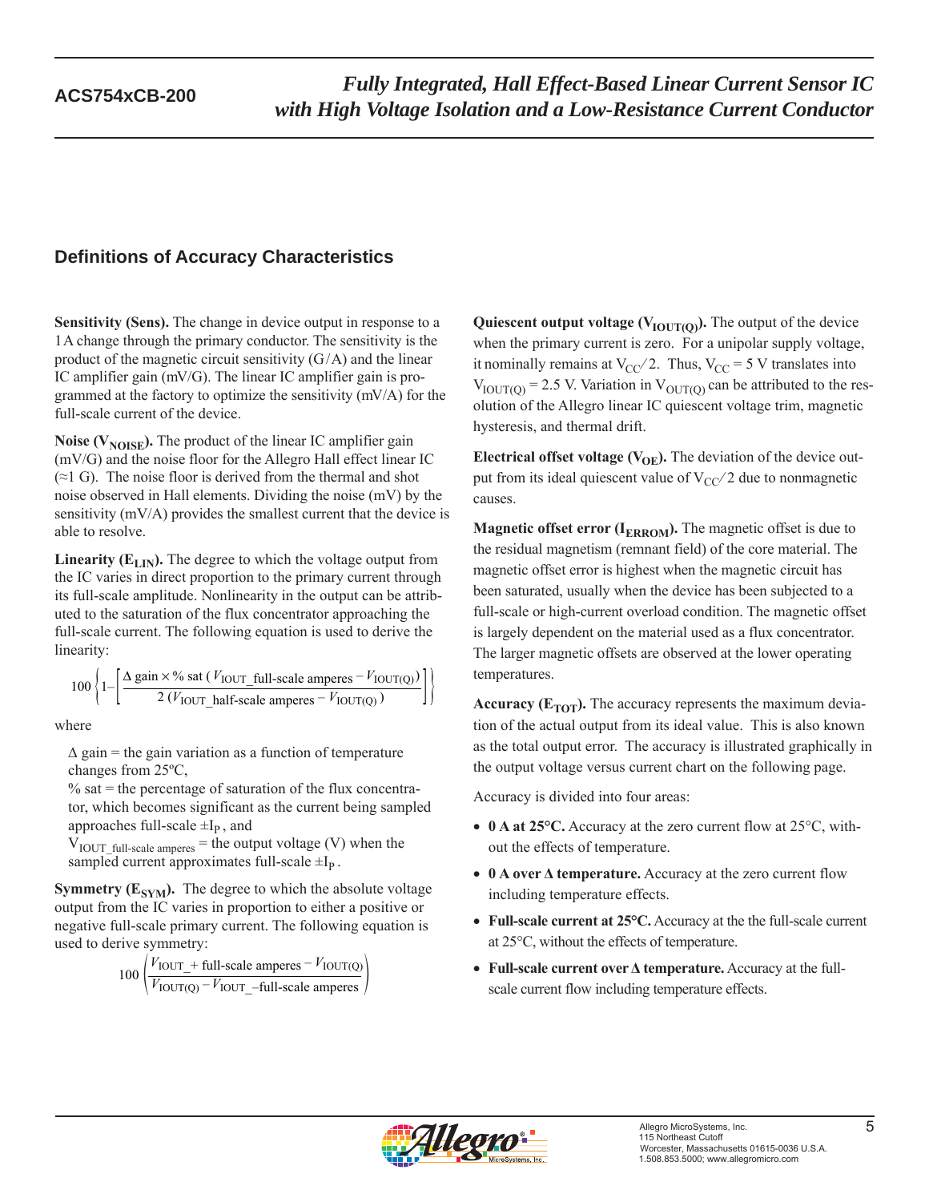## Definitions of Accuracy Characteristics

**Sensitivity (Sens).** The change in device output in response to a 1 A change through the primary conductor. The sensitivity is the product of the magnetic circuit sensitivity (G/A) and the linear IC amplifier gain (mV/G). The linear IC amplifier gain is programmed at the factory to optimize the sensitivity (mV/A) for the full-scale current of the device.

**Noise ($V_{NOISE}$).** The product of the linear IC amplifier gain (mV/G) and the noise floor for the Allegro Hall effect linear IC (≈1 G). The noise floor is derived from the thermal and shot noise observed in Hall elements. Dividing the noise (mV) by the sensitivity (mV/A) provides the smallest current that the device is able to resolve.

**Linearity ($E_{LIN}$).** The degree to which the voltage output from the IC varies in direct proportion to the primary current through its full-scale amplitude. Nonlinearity in the output can be attributed to the saturation of the flux concentrator approaching the full-scale current. The following equation is used to derive the linearity:

$$100\left\{1-\left[\frac{\Delta\text{ gain}\times\%\text{ sat }(V_{\text{IOUT\_full-scale amperes}}-V_{\text{IOUT(Q)}})}{2\,(V_{\text{IOUT\_half-scale amperes}}-V_{\text{IOUT(Q)}})}\right]\right\}$$

where

$\Delta$ gain = the gain variation as a function of temperature changes from 25ºC,

% sat = the percentage of saturation of the flux concentrator, which becomes significant as the current being sampled approaches full-scale $\pm I_P$, and

$V_{\text{IOUT\_full-scale amperes}}$ = the output voltage (V) when the sampled current approximates full-scale $\pm I_P$.

**Symmetry ($E_{SYM}$).** The degree to which the absolute voltage output from the IC varies in proportion to either a positive or negative full-scale primary current. The following equation is used to derive symmetry:

$$100\left(\frac{V_{\text{IOUT\_+ full-scale amperes}}-V_{\text{IOUT(Q)}}}{V_{\text{IOUT(Q)}}-V_{\text{IOUT\_–full-scale amperes}}}\right)$$

**Quiescent output voltage ($V_{IOUT(Q)}$).** The output of the device when the primary current is zero. For a unipolar supply voltage, it nominally remains at $V_{CC}/2$. Thus, $V_{CC}$ = 5 V translates into $V_{IOUT(Q)}$ = 2.5 V. Variation in $V_{OUT(Q)}$ can be attributed to the resolution of the Allegro linear IC quiescent voltage trim, magnetic hysteresis, and thermal drift.

**Electrical offset voltage ($V_{OE}$).** The deviation of the device output from its ideal quiescent value of $V_{CC}/2$ due to nonmagnetic causes.

**Magnetic offset error ($I_{ERROM}$).** The magnetic offset is due to the residual magnetism (remnant field) of the core material. The magnetic offset error is highest when the magnetic circuit has been saturated, usually when the device has been subjected to a full-scale or high-current overload condition. The magnetic offset is largely dependent on the material used as a flux concentrator. The larger magnetic offsets are observed at the lower operating temperatures.

**Accuracy ($E_{TOT}$).** The accuracy represents the maximum deviation of the actual output from its ideal value. This is also known as the total output error. The accuracy is illustrated graphically in the output voltage versus current chart on the following page.

Accuracy is divided into four areas:

- **0 A at 25°C.** Accuracy at the zero current flow at 25°C, without the effects of temperature.
- **0 A over Δ temperature.** Accuracy at the zero current flow including temperature effects.
- **Full-scale current at 25°C.** Accuracy at the the full-scale current at 25°C, without the effects of temperature.
- **Full-scale current over Δ temperature.** Accuracy at the full-scale current flow including temperature effects.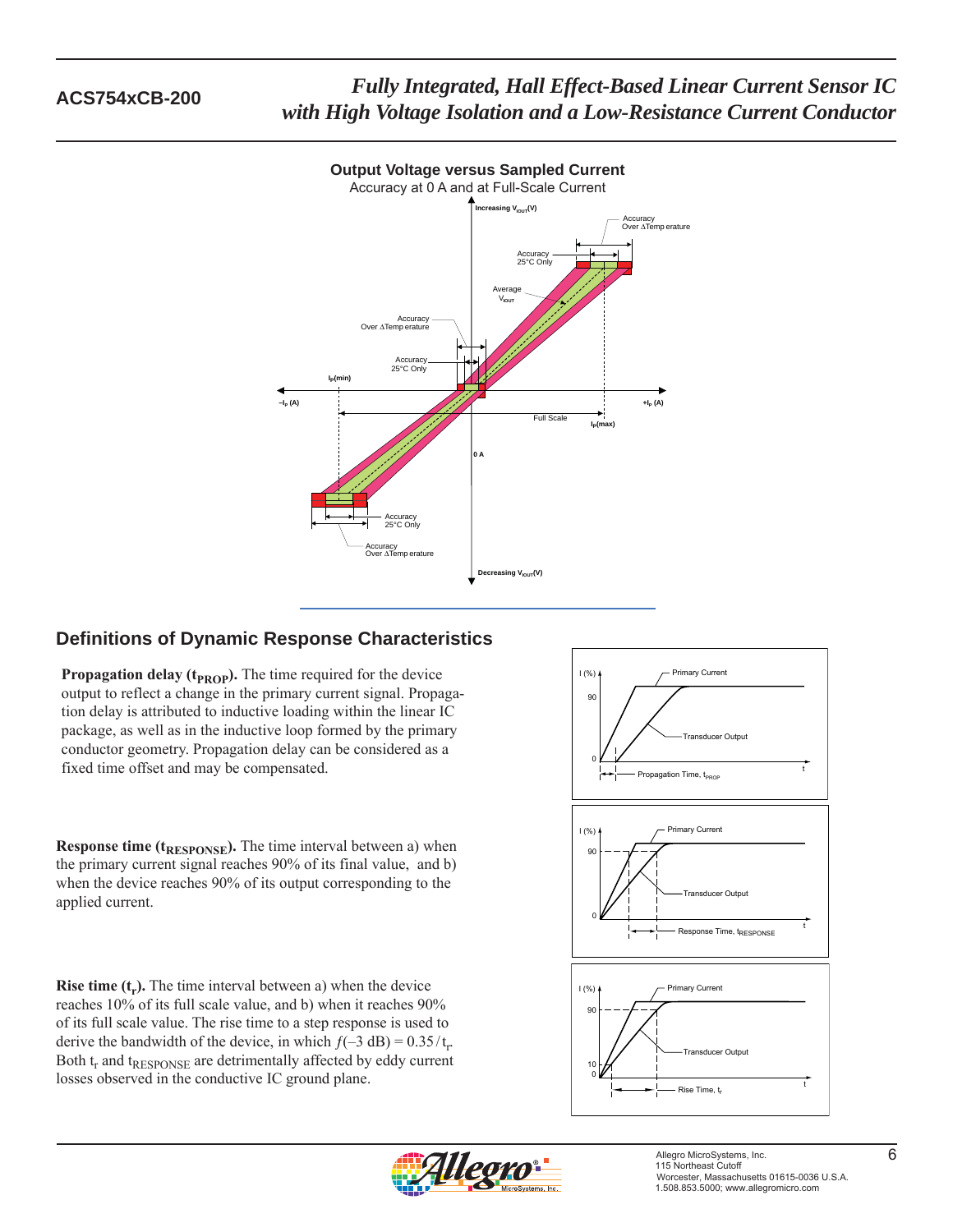## Output Voltage versus Sampled Current

Accuracy at 0 A and at Full-Scale Current

## Definitions of Dynamic Response Characteristics

**Propagation delay ($t_{PROP}$).** The time required for the device output to reflect a change in the primary current signal. Propagation delay is attributed to inductive loading within the linear IC package, as well as in the inductive loop formed by the primary conductor geometry. Propagation delay can be considered as a fixed time offset and may be compensated.

**Response time ($t_{RESPONSE}$).** The time interval between a) when the primary current signal reaches 90% of its final value, and b) when the device reaches 90% of its output corresponding to the applied current.

**Rise time ($t_r$).** The time interval between a) when the device reaches 10% of its full scale value, and b) when it reaches 90% of its full scale value. The rise time to a step response is used to derive the bandwidth of the device, in which $f(-3\text{ dB}) = 0.35 / t_r$. Both $t_r$ and $t_{RESPONSE}$ are detrimentally affected by eddy current losses observed in the conductive IC ground plane.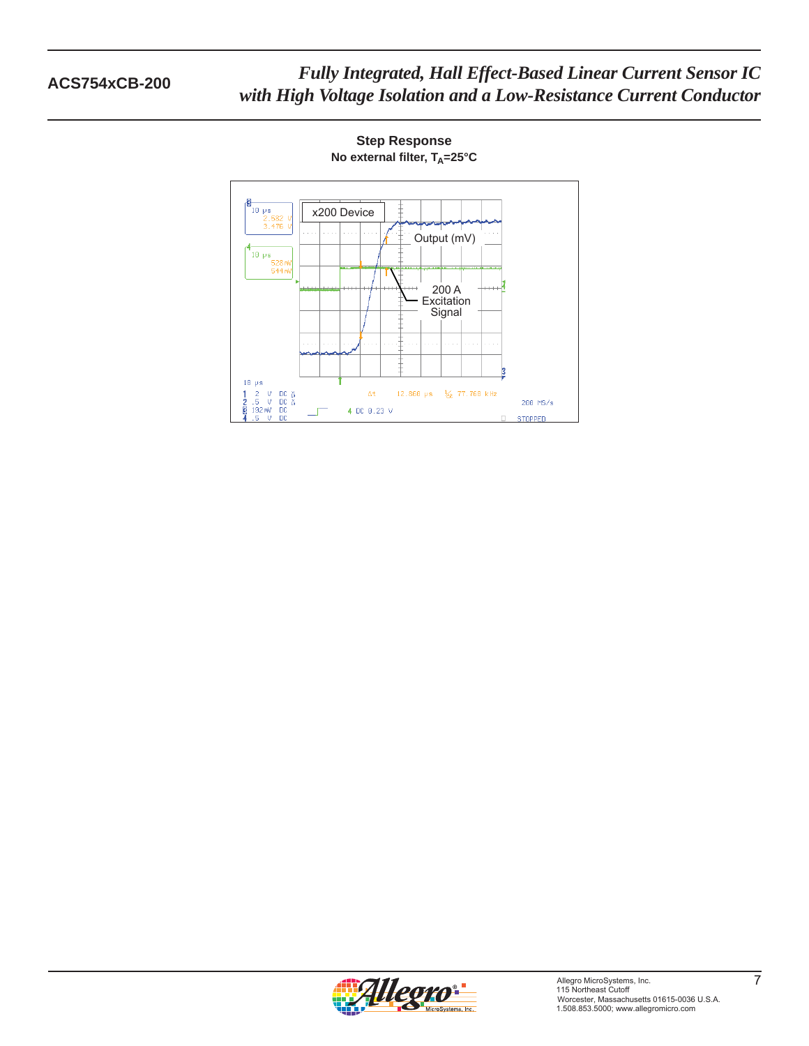**Step Response**
**No external filter, $T_A$=25°C**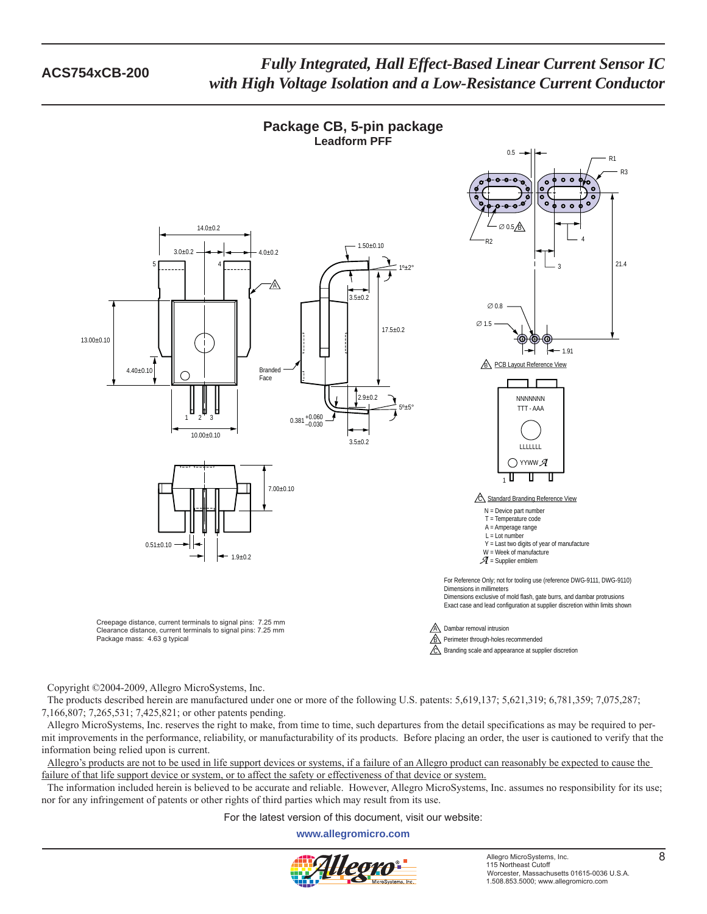## Package CB, 5-pin package
### Leadform PFF

14.0±0.2
3.0±0.2
4.0±0.2
5
4
A
13.00±0.10
4.40±0.10
1 2 3
10.00±0.10
Branded Face
1.50±0.10
1º±2°
3.5±0.2
17.5±0.2
2.9±0.2
5º±5°
0.381 +0.060 −0.030
3.5±0.2
7.00±0.10
0.51±0.10
1.9±0.2

0.5
R1
R3
R2
∅ 0.5 B
4
3
21.4
∅ 0.8
∅ 1.5
1.91
B PCB Layout Reference View

NNNNNNN
TTT - AAA
LLLLLLL
YYWW
1

C Standard Branding Reference View

N = Device part number
T = Temperature code
A = Amperage range
L = Lot number
Y = Last two digits of year of manufacture
W = Week of manufacture
= Supplier emblem

For Reference Only; not for tooling use (reference DWG-9111, DWG-9110)
Dimensions in millimeters
Dimensions exclusive of mold flash, gate burrs, and dambar protrusions
Exact case and lead configuration at supplier discretion within limits shown

Creepage distance, current terminals to signal pins: 7.25 mm
Clearance distance, current terminals to signal pins: 7.25 mm
Package mass: 4.63 g typical

A Dambar removal intrusion
B Perimeter through-holes recommended
C Branding scale and appearance at supplier discretion

Copyright ©2004-2009, Allegro MicroSystems, Inc.

The products described herein are manufactured under one or more of the following U.S. patents: 5,619,137; 5,621,319; 6,781,359; 7,075,287; 7,166,807; 7,265,531; 7,425,821; or other patents pending.

Allegro MicroSystems, Inc. reserves the right to make, from time to time, such departures from the detail specifications as may be required to permit improvements in the performance, reliability, or manufacturability of its products. Before placing an order, the user is cautioned to verify that the information being relied upon is current.

Allegro's products are not to be used in life support devices or systems, if a failure of an Allegro product can reasonably be expected to cause the failure of that life support device or system, or to affect the safety or effectiveness of that device or system.

The information included herein is believed to be accurate and reliable. However, Allegro MicroSystems, Inc. assumes no responsibility for its use; nor for any infringement of patents or other rights of third parties which may result from its use.

For the latest version of this document, visit our website:

**www.allegromicro.com**

Allegro MicroSystems, Inc.
115 Northeast Cutoff
Worcester, Massachusetts 01615-0036 U.S.A.
1.508.853.5000; www.allegromicro.com